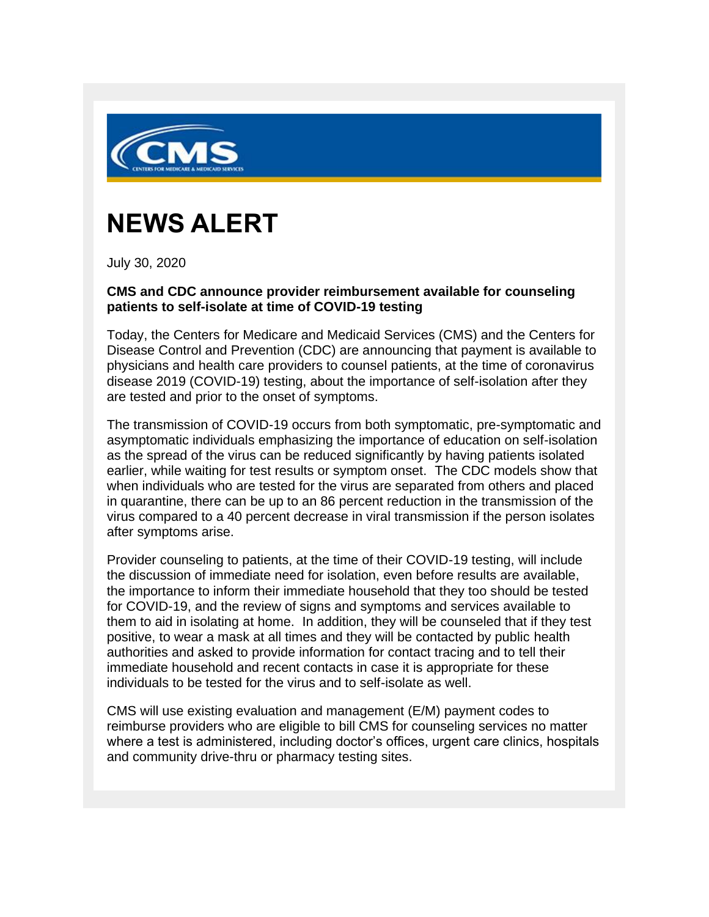# NEWS ALERT

July 30, 2020

**CMS and CDC announce provider reimbursement available for counseling patients to self-isolate at time of COVID-19 testing**

Today, the Centers for Medicare and Medicaid Services (CMS) and the Centers for Disease Control and Prevention (CDC) are announcing that payment is available to physicians and health care providers to counsel patients, at the time of coronavirus disease 2019 (COVID-19) testing, about the importance of self-isolation after they are tested and prior to the onset of symptoms.

The transmission of COVID-19 occurs from both symptomatic, pre-symptomatic and asymptomatic individuals emphasizing the importance of education on self-isolation as the spread of the virus can be reduced significantly by having patients isolated earlier, while waiting for test results or symptom onset. The CDC models show that when individuals who are tested for the virus are separated from others and placed in quarantine, there can be up to an 86 percent reduction in the transmission of the virus compared to a 40 percent decrease in viral transmission if the person isolates after symptoms arise.

Provider counseling to patients, at the time of their COVID-19 testing, will include the discussion of immediate need for isolation, even before results are available, the importance to inform their immediate household that they too should be tested for COVID-19, and the review of signs and symptoms and services available to them to aid in isolating at home. In addition, they will be counseled that if they test positive, to wear a mask at all times and they will be contacted by public health authorities and asked to provide information for contact tracing and to tell their immediate household and recent contacts in case it is appropriate for these individuals to be tested for the virus and to self-isolate as well.

CMS will use existing evaluation and management (E/M) payment codes to reimburse providers who are eligible to bill CMS for counseling services no matter where a test is administered, including doctor's offices, urgent care clinics, hospitals and community drive-thru or pharmacy testing sites.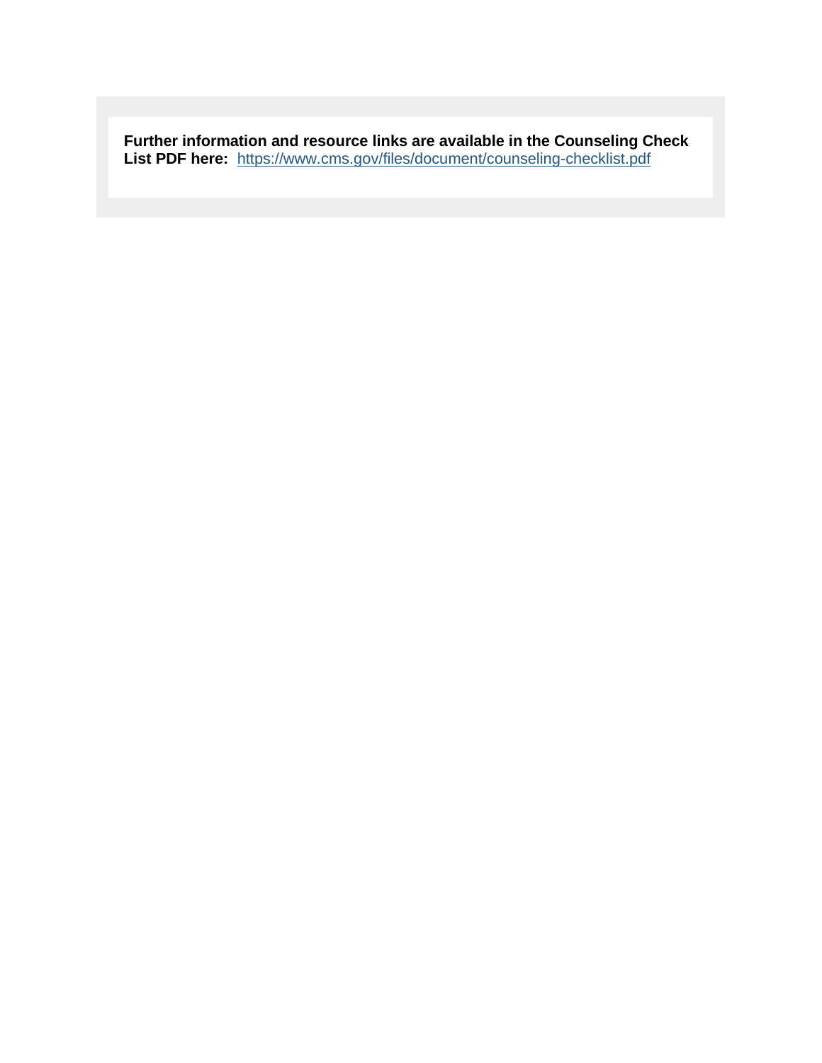**Further information and resource links are available in the Counseling Check List PDF here:** https://www.cms.gov/files/document/counseling-checklist.pdf